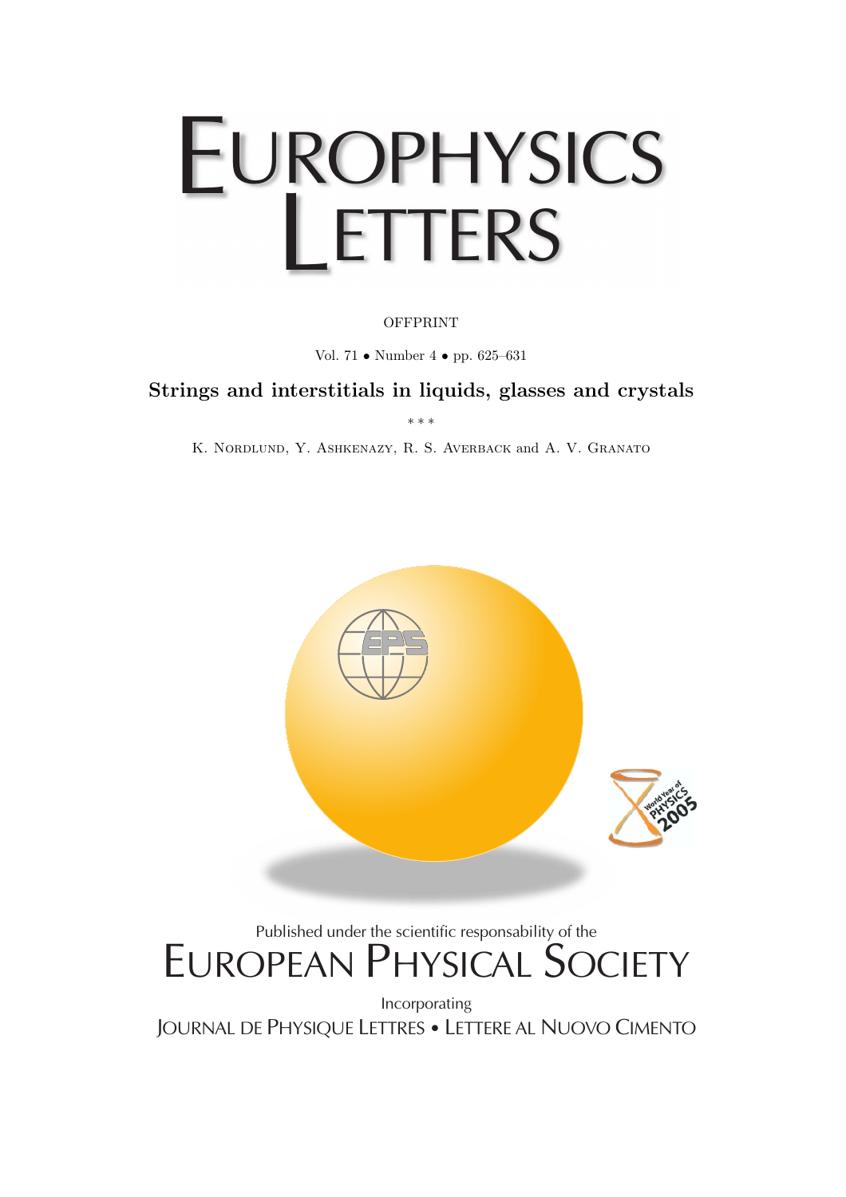# EUROPHYSICS LETTERS

OFFPRINT

Vol. 71 • Number 4 • pp. 625–631

**Strings and interstitials in liquids, glasses and crystals**

\* \* \*

K. Nordlund, Y. Ashkenazy, R. S. Averback and A. V. Granato

Published under the scientific responsability of the

EUROPEAN PHYSICAL SOCIETY

Incorporating

JOURNAL DE PHYSIQUE LETTRES • LETTERE AL NUOVO CIMENTO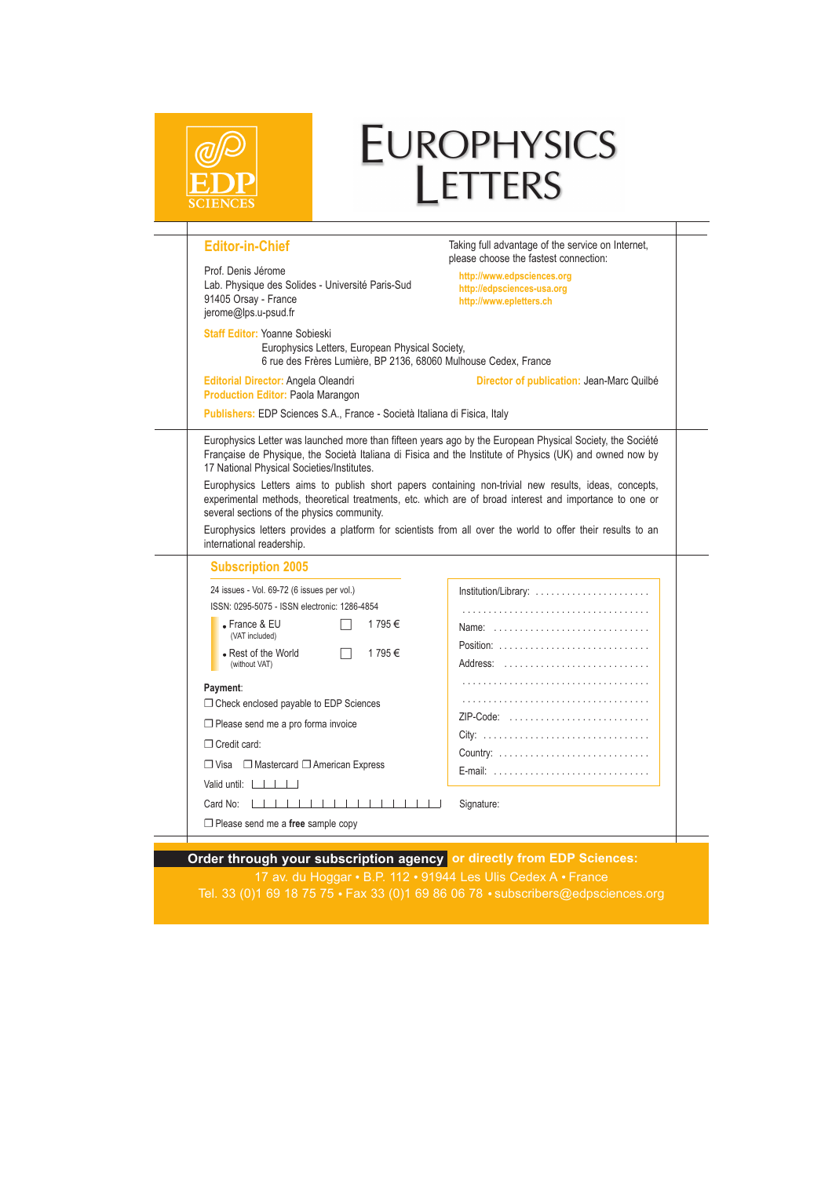EDP SCIENCES

# Europhysics Letters

## Editor-in-Chief

Prof. Denis Jérome
Lab. Physique des Solides - Université Paris-Sud
91405 Orsay - France
jerome@lps.u-psud.fr

Taking full advantage of the service on Internet, please choose the fastest connection:

http://www.edpsciences.org
http://edpsciences-usa.org
http://www.epletters.ch

**Staff Editor:** Yoanne Sobieski
Europhysics Letters, European Physical Society,
6 rue des Frères Lumière, BP 2136, 68060 Mulhouse Cedex, France

**Editorial Director:** Angela Oleandri
**Director of publication:** Jean-Marc Quilbé
**Production Editor:** Paola Marangon

**Publishers:** EDP Sciences S.A., France - Società Italiana di Fisica, Italy

Europhysics Letter was launched more than fifteen years ago by the European Physical Society, the Société Française de Physique, the Società Italiana di Fisica and the Institute of Physics (UK) and owned now by 17 National Physical Societies/Institutes.

Europhysics Letters aims to publish short papers containing non-trivial new results, ideas, concepts, experimental methods, theoretical treatments, etc. which are of broad interest and importance to one or several sections of the physics community.

Europhysics letters provides a platform for scientists from all over the world to offer their results to an international readership.

## Subscription 2005

24 issues - Vol. 69-72 (6 issues per vol.)
ISSN: 0295-5075 - ISSN electronic: 1286-4854

- France & EU (VAT included) ☐ 1 795 €
- Rest of the World (without VAT) ☐ 1 795 €

**Payment**:

☐ Check enclosed payable to EDP Sciences

☐ Please send me a pro forma invoice

☐ Credit card:

☐ Visa ☐ Mastercard ☐ American Express

Valid until:

Card No:

☐ Please send me a **free** sample copy

Institution/Library: ......................

Name: ......................

Position: ......................

Address: ......................

ZIP-Code: ......................

City: ......................

Country: ......................

E-mail: ......................

Signature:

**Order through your subscription agency or directly from EDP Sciences:**
17 av. du Hoggar • B.P. 112 • 91944 Les Ulis Cedex A • France
Tel. 33 (0)1 69 18 75 75 • Fax 33 (0)1 69 86 06 78 • subscribers@edpsciences.org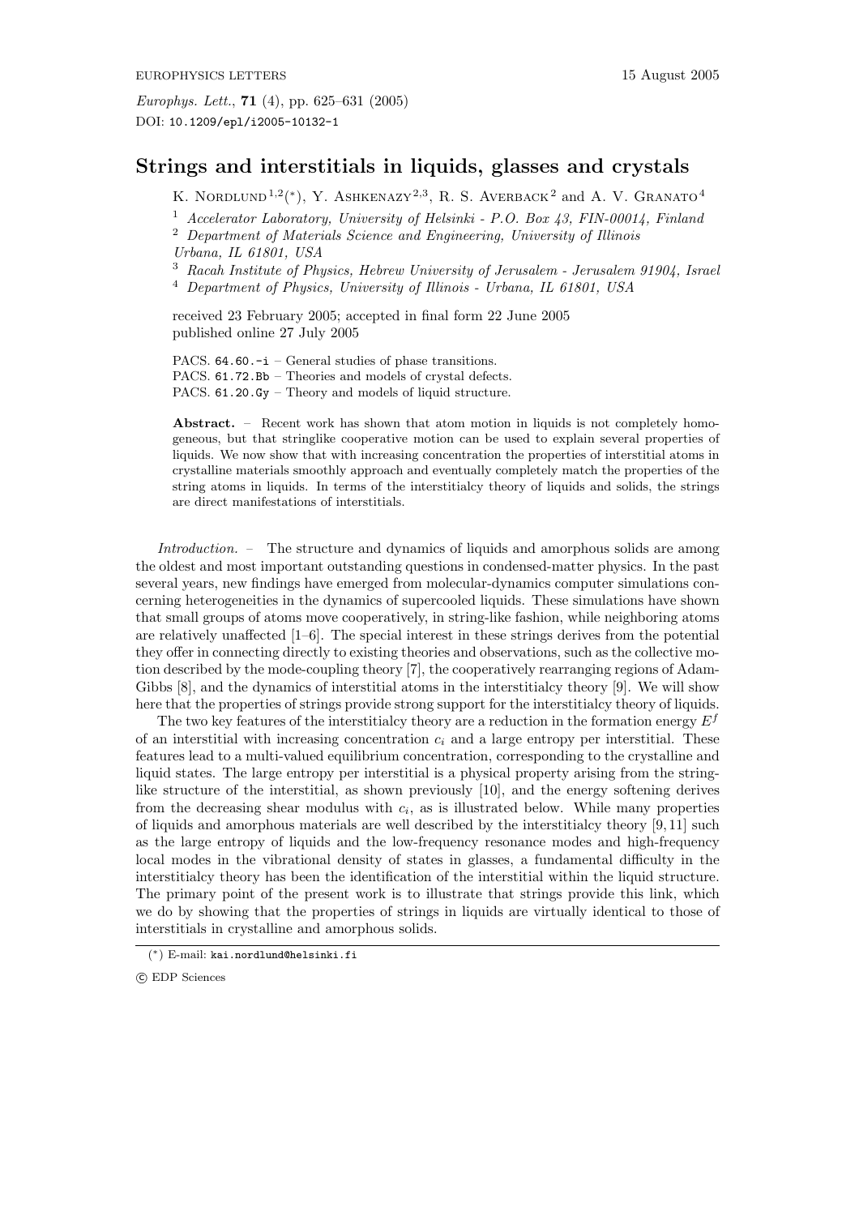EUROPHYSICS LETTERS 15 August 2005

*Europhys. Lett.*, **71** (4), pp. 625–631 (2005)
DOI: 10.1209/epl/i2005-10132-1

# Strings and interstitials in liquids, glasses and crystals

K. Nordlund[1,2] (*), Y. Ashkenazy[2,3], R. S. Averback[2] and A. V. Granato[4]

[1] *Accelerator Laboratory, University of Helsinki - P.O. Box 43, FIN-00014, Finland*
[2] *Department of Materials Science and Engineering, University of Illinois Urbana, IL 61801, USA*
[3] *Racah Institute of Physics, Hebrew University of Jerusalem - Jerusalem 91904, Israel*
[4] *Department of Physics, University of Illinois - Urbana, IL 61801, USA*

received 23 February 2005; accepted in final form 22 June 2005
published online 27 July 2005

PACS. 64.60.-i – General studies of phase transitions.
PACS. 61.72.Bb – Theories and models of crystal defects.
PACS. 61.20.Gy – Theory and models of liquid structure.

**Abstract.** – Recent work has shown that atom motion in liquids is not completely homogeneous, but that stringlike cooperative motion can be used to explain several properties of liquids. We now show that with increasing concentration the properties of interstitial atoms in crystalline materials smoothly approach and eventually completely match the properties of the string atoms in liquids. In terms of the interstitialcy theory of liquids and solids, the strings are direct manifestations of interstitials.

*Introduction.* – The structure and dynamics of liquids and amorphous solids are among the oldest and most important outstanding questions in condensed-matter physics. In the past several years, new findings have emerged from molecular-dynamics computer simulations concerning heterogeneities in the dynamics of supercooled liquids. These simulations have shown that small groups of atoms move cooperatively, in string-like fashion, while neighboring atoms are relatively unaffected [1–6]. The special interest in these strings derives from the potential they offer in connecting directly to existing theories and observations, such as the collective motion described by the mode-coupling theory [7], the cooperatively rearranging regions of Adam-Gibbs [8], and the dynamics of interstitial atoms in the interstitialcy theory [9]. We will show here that the properties of strings provide strong support for the interstitialcy theory of liquids.

The two key features of the interstitialcy theory are a reduction in the formation energy $E^f$ of an interstitial with increasing concentration $c_i$ and a large entropy per interstitial. These features lead to a multi-valued equilibrium concentration, corresponding to the crystalline and liquid states. The large entropy per interstitial is a physical property arising from the string-like structure of the interstitial, as shown previously [10], and the energy softening derives from the decreasing shear modulus with $c_i$, as is illustrated below. While many properties of liquids and amorphous materials are well described by the interstitialcy theory [9, 11] such as the large entropy of liquids and the low-frequency resonance modes and high-frequency local modes in the vibrational density of states in glasses, a fundamental difficulty in the interstitialcy theory has been the identification of the interstitial within the liquid structure. The primary point of the present work is to illustrate that strings provide this link, which we do by showing that the properties of strings in liquids are virtually identical to those of interstitials in crystalline and amorphous solids.

(*) E-mail: kai.nordlund@helsinki.fi

© EDP Sciences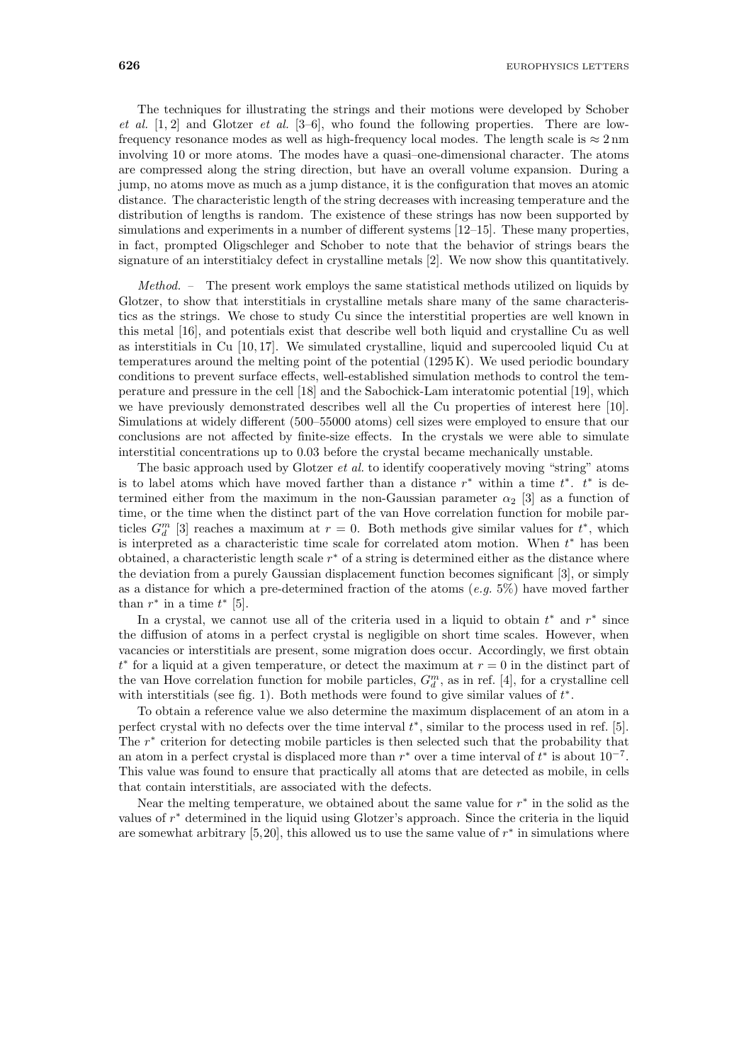The techniques for illustrating the strings and their motions were developed by Schober *et al.* [1, 2] and Glotzer *et al.* [3–6], who found the following properties. There are low-frequency resonance modes as well as high-frequency local modes. The length scale is $\approx 2$ nm involving 10 or more atoms. The modes have a quasi–one-dimensional character. The atoms are compressed along the string direction, but have an overall volume expansion. During a jump, no atoms move as much as a jump distance, it is the configuration that moves an atomic distance. The characteristic length of the string decreases with increasing temperature and the distribution of lengths is random. The existence of these strings has now been supported by simulations and experiments in a number of different systems [12–15]. These many properties, in fact, prompted Oligschleger and Schober to note that the behavior of strings bears the signature of an interstitialcy defect in crystalline metals [2]. We now show this quantitatively.

*Method.* – The present work employs the same statistical methods utilized on liquids by Glotzer, to show that interstitials in crystalline metals share many of the same characteristics as the strings. We chose to study Cu since the interstitial properties are well known in this metal [16], and potentials exist that describe well both liquid and crystalline Cu as well as interstitials in Cu [10, 17]. We simulated crystalline, liquid and supercooled liquid Cu at temperatures around the melting point of the potential (1295 K). We used periodic boundary conditions to prevent surface effects, well-established simulation methods to control the temperature and pressure in the cell [18] and the Sabochick-Lam interatomic potential [19], which we have previously demonstrated describes well all the Cu properties of interest here [10]. Simulations at widely different (500–55000 atoms) cell sizes were employed to ensure that our conclusions are not affected by finite-size effects. In the crystals we were able to simulate interstitial concentrations up to 0.03 before the crystal became mechanically unstable.

The basic approach used by Glotzer *et al.* to identify cooperatively moving "string" atoms is to label atoms which have moved farther than a distance $r^*$ within a time $t^*$. $t^*$ is determined either from the maximum in the non-Gaussian parameter $\alpha_2$ [3] as a function of time, or the time when the distinct part of the van Hove correlation function for mobile particles $G_d^m$ [3] reaches a maximum at $r = 0$. Both methods give similar values for $t^*$, which is interpreted as a characteristic time scale for correlated atom motion. When $t^*$ has been obtained, a characteristic length scale $r^*$ of a string is determined either as the distance where the deviation from a purely Gaussian displacement function becomes significant [3], or simply as a distance for which a pre-determined fraction of the atoms (*e.g.* 5%) have moved farther than $r^*$ in a time $t^*$ [5].

In a crystal, we cannot use all of the criteria used in a liquid to obtain $t^*$ and $r^*$ since the diffusion of atoms in a perfect crystal is negligible on short time scales. However, when vacancies or interstitials are present, some migration does occur. Accordingly, we first obtain $t^*$ for a liquid at a given temperature, or detect the maximum at $r = 0$ in the distinct part of the van Hove correlation function for mobile particles, $G_d^m$, as in ref. [4], for a crystalline cell with interstitials (see fig. 1). Both methods were found to give similar values of $t^*$.

To obtain a reference value we also determine the maximum displacement of an atom in a perfect crystal with no defects over the time interval $t^*$, similar to the process used in ref. [5]. The $r^*$ criterion for detecting mobile particles is then selected such that the probability that an atom in a perfect crystal is displaced more than $r^*$ over a time interval of $t^*$ is about $10^{-7}$. This value was found to ensure that practically all atoms that are detected as mobile, in cells that contain interstitials, are associated with the defects.

Near the melting temperature, we obtained about the same value for $r^*$ in the solid as the values of $r^*$ determined in the liquid using Glotzer's approach. Since the criteria in the liquid are somewhat arbitrary [5, 20], this allowed us to use the same value of $r^*$ in simulations where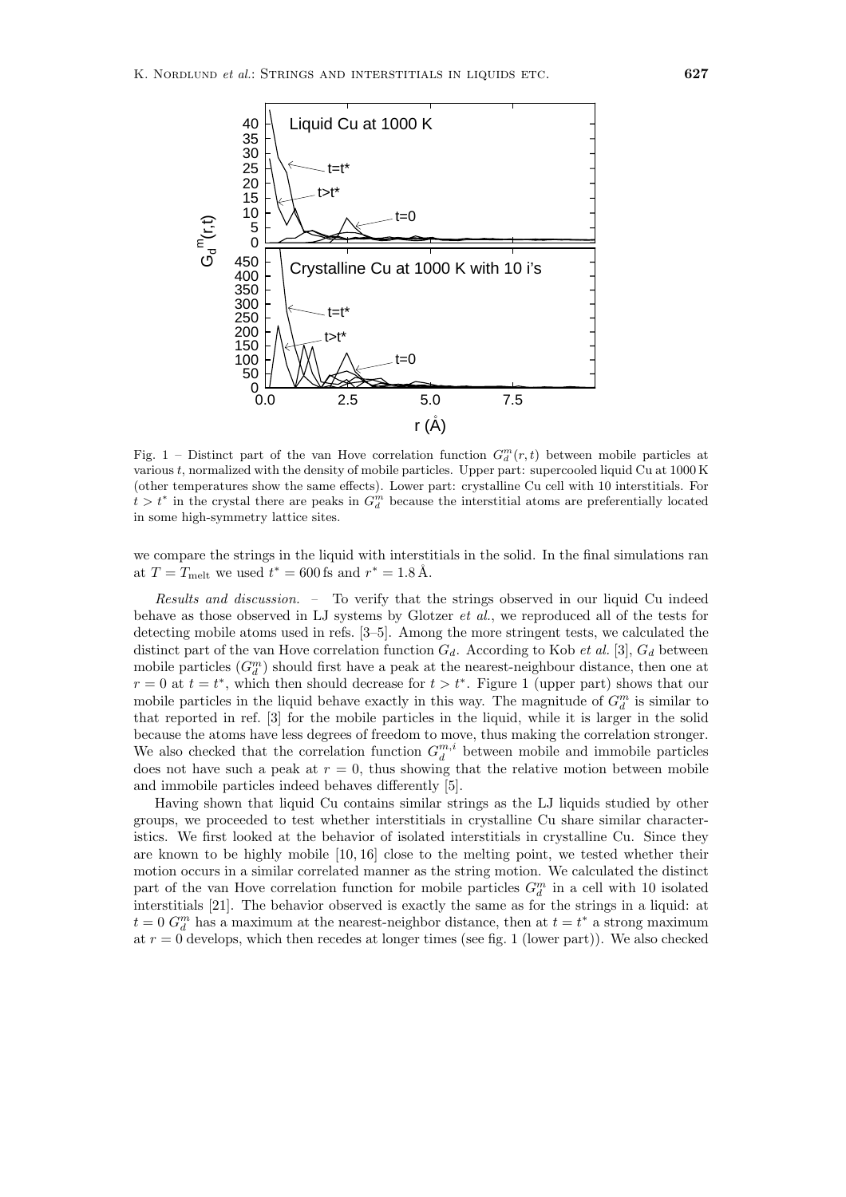Fig. 1 – Distinct part of the van Hove correlation function $G_d^m(r,t)$ between mobile particles at various $t$, normalized with the density of mobile particles. Upper part: supercooled liquid Cu at 1000 K (other temperatures show the same effects). Lower part: crystalline Cu cell with 10 interstitials. For $t > t^*$ in the crystal there are peaks in $G_d^m$ because the interstitial atoms are preferentially located in some high-symmetry lattice sites.

we compare the strings in the liquid with interstitials in the solid. In the final simulations ran at $T = T_{\text{melt}}$ we used $t^* = 600$ fs and $r^* = 1.8$ Å.

*Results and discussion.* – To verify that the strings observed in our liquid Cu indeed behave as those observed in LJ systems by Glotzer *et al.*, we reproduced all of the tests for detecting mobile atoms used in refs. [3–5]. Among the more stringent tests, we calculated the distinct part of the van Hove correlation function $G_d$. According to Kob *et al.* [3], $G_d$ between mobile particles ($G_d^m$) should first have a peak at the nearest-neighbour distance, then one at $r = 0$ at $t = t^*$, which then should decrease for $t > t^*$. Figure 1 (upper part) shows that our mobile particles in the liquid behave exactly in this way. The magnitude of $G_d^m$ is similar to that reported in ref. [3] for the mobile particles in the liquid, while it is larger in the solid because the atoms have less degrees of freedom to move, thus making the correlation stronger. We also checked that the correlation function $G_d^{m,i}$ between mobile and immobile particles does not have such a peak at $r = 0$, thus showing that the relative motion between mobile and immobile particles indeed behaves differently [5].

Having shown that liquid Cu contains similar strings as the LJ liquids studied by other groups, we proceeded to test whether interstitials in crystalline Cu share similar characteristics. We first looked at the behavior of isolated interstitials in crystalline Cu. Since they are known to be highly mobile [10, 16] close to the melting point, we tested whether their motion occurs in a similar correlated manner as the string motion. We calculated the distinct part of the van Hove correlation function for mobile particles $G_d^m$ in a cell with 10 isolated interstitials [21]. The behavior observed is exactly the same as for the strings in a liquid: at $t = 0$ $G_d^m$ has a maximum at the nearest-neighbor distance, then at $t = t^*$ a strong maximum at $r = 0$ develops, which then recedes at longer times (see fig. 1 (lower part)). We also checked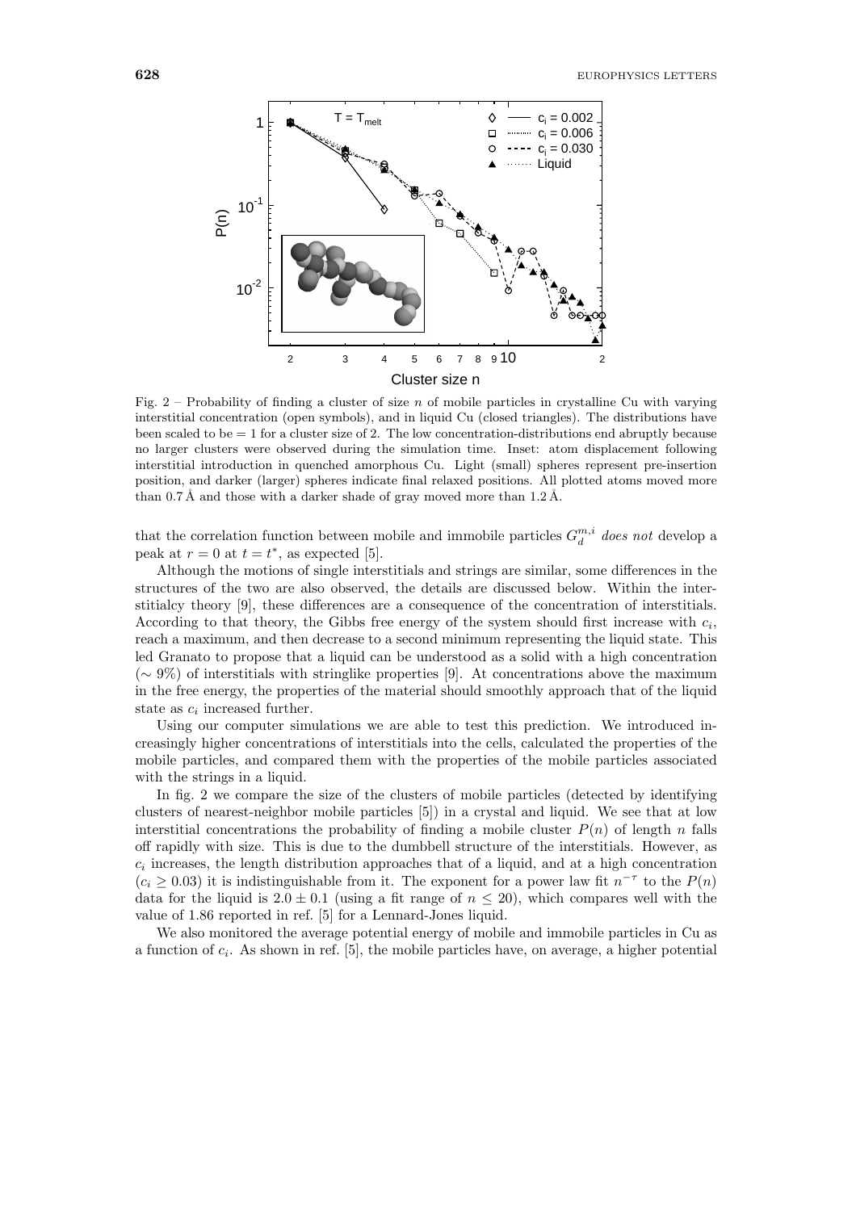Fig. 2 – Probability of finding a cluster of size $n$ of mobile particles in crystalline Cu with varying interstitial concentration (open symbols), and in liquid Cu (closed triangles). The distributions have been scaled to be = 1 for a cluster size of 2. The low concentration-distributions end abruptly because no larger clusters were observed during the simulation time. Inset: atom displacement following interstitial introduction in quenched amorphous Cu. Light (small) spheres represent pre-insertion position, and darker (larger) spheres indicate final relaxed positions. All plotted atoms moved more than 0.7 Å and those with a darker shade of gray moved more than 1.2 Å.

that the correlation function between mobile and immobile particles $G_d^{m,i}$ *does not* develop a peak at $r = 0$ at $t = t^*$, as expected [5].

Although the motions of single interstitials and strings are similar, some differences in the structures of the two are also observed, the details are discussed below. Within the interstitialcy theory [9], these differences are a consequence of the concentration of interstitials. According to that theory, the Gibbs free energy of the system should first increase with $c_i$, reach a maximum, and then decrease to a second minimum representing the liquid state. This led Granato to propose that a liquid can be understood as a solid with a high concentration ($\sim 9\%$) of interstitials with stringlike properties [9]. At concentrations above the maximum in the free energy, the properties of the material should smoothly approach that of the liquid state as $c_i$ increased further.

Using our computer simulations we are able to test this prediction. We introduced increasingly higher concentrations of interstitials into the cells, calculated the properties of the mobile particles, and compared them with the properties of the mobile particles associated with the strings in a liquid.

In fig. 2 we compare the size of the clusters of mobile particles (detected by identifying clusters of nearest-neighbor mobile particles [5]) in a crystal and liquid. We see that at low interstitial concentrations the probability of finding a mobile cluster $P(n)$ of length $n$ falls off rapidly with size. This is due to the dumbbell structure of the interstitials. However, as $c_i$ increases, the length distribution approaches that of a liquid, and at a high concentration ($c_i \geq 0.03$) it is indistinguishable from it. The exponent for a power law fit $n^{-\tau}$ to the $P(n)$ data for the liquid is $2.0 \pm 0.1$ (using a fit range of $n \leq 20$), which compares well with the value of 1.86 reported in ref. [5] for a Lennard-Jones liquid.

We also monitored the average potential energy of mobile and immobile particles in Cu as a function of $c_i$. As shown in ref. [5], the mobile particles have, on average, a higher potential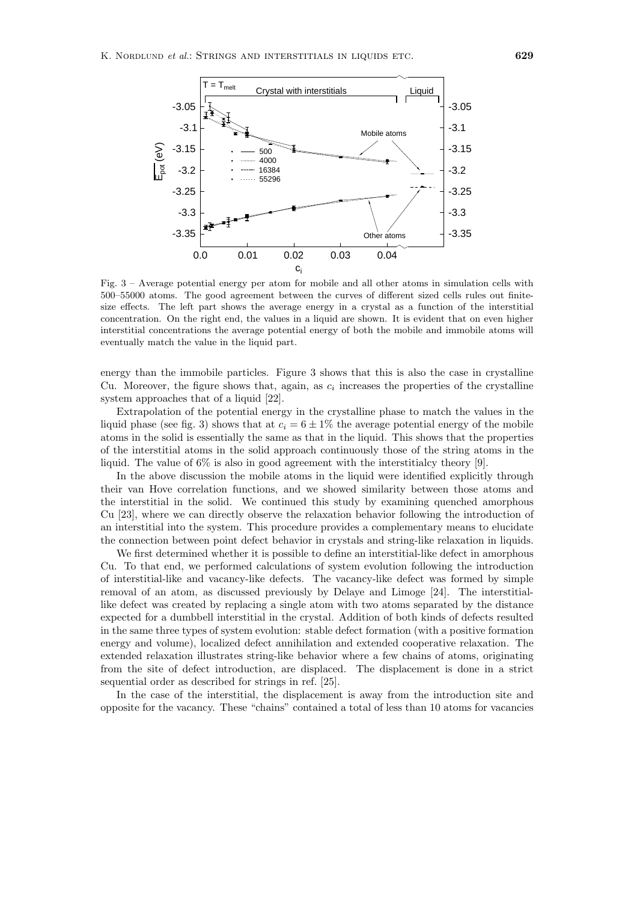Fig. 3 – Average potential energy per atom for mobile and all other atoms in simulation cells with 500–55000 atoms. The good agreement between the curves of different sized cells rules out finite-size effects. The left part shows the average energy in a crystal as a function of the interstitial concentration. On the right end, the values in a liquid are shown. It is evident that on even higher interstitial concentrations the average potential energy of both the mobile and immobile atoms will eventually match the value in the liquid part.

energy than the immobile particles. Figure 3 shows that this is also the case in crystalline Cu. Moreover, the figure shows that, again, as $c_i$ increases the properties of the crystalline system approaches that of a liquid [22].

Extrapolation of the potential energy in the crystalline phase to match the values in the liquid phase (see fig. 3) shows that at $c_i = 6 \pm 1\%$ the average potential energy of the mobile atoms in the solid is essentially the same as that in the liquid. This shows that the properties of the interstitial atoms in the solid approach continuously those of the string atoms in the liquid. The value of 6% is also in good agreement with the interstitialcy theory [9].

In the above discussion the mobile atoms in the liquid were identified explicitly through their van Hove correlation functions, and we showed similarity between those atoms and the interstitial in the solid. We continued this study by examining quenched amorphous Cu [23], where we can directly observe the relaxation behavior following the introduction of an interstitial into the system. This procedure provides a complementary means to elucidate the connection between point defect behavior in crystals and string-like relaxation in liquids.

We first determined whether it is possible to define an interstitial-like defect in amorphous Cu. To that end, we performed calculations of system evolution following the introduction of interstitial-like and vacancy-like defects. The vacancy-like defect was formed by simple removal of an atom, as discussed previously by Delaye and Limoge [24]. The interstitial-like defect was created by replacing a single atom with two atoms separated by the distance expected for a dumbbell interstitial in the crystal. Addition of both kinds of defects resulted in the same three types of system evolution: stable defect formation (with a positive formation energy and volume), localized defect annihilation and extended cooperative relaxation. The extended relaxation illustrates string-like behavior where a few chains of atoms, originating from the site of defect introduction, are displaced. The displacement is done in a strict sequential order as described for strings in ref. [25].

In the case of the interstitial, the displacement is away from the introduction site and opposite for the vacancy. These "chains" contained a total of less than 10 atoms for vacancies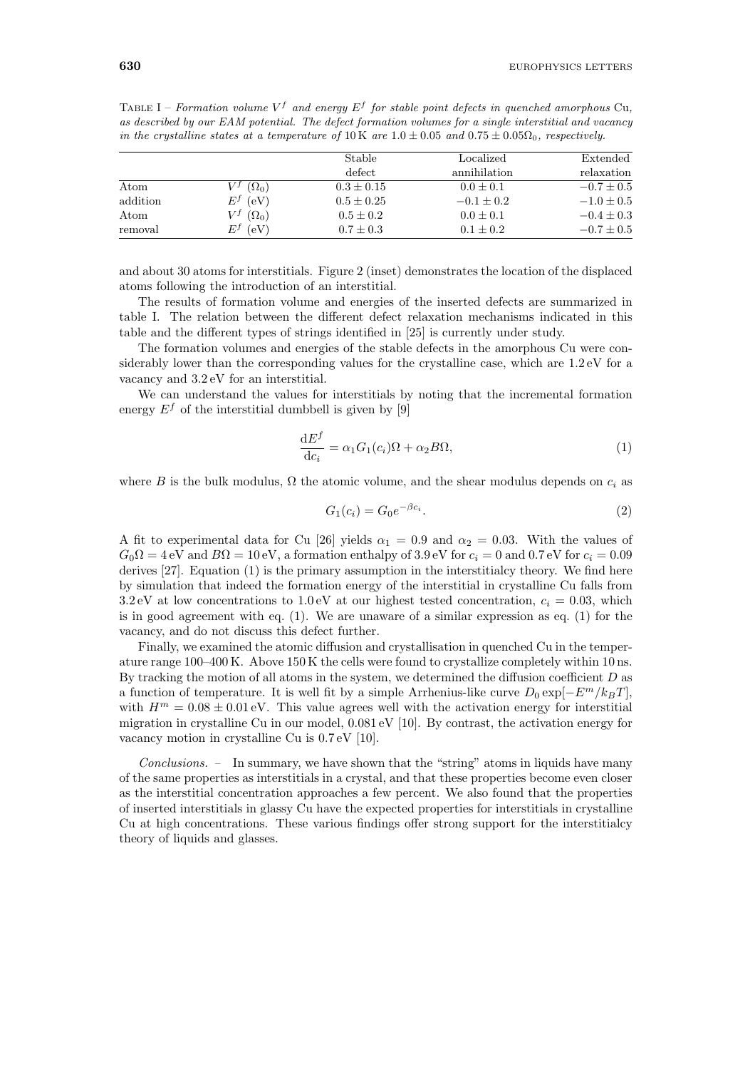Table I – *Formation volume $V^f$ and energy $E^f$ for stable point defects in quenched amorphous* Cu*, as described by our EAM potential. The defect formation volumes for a single interstitial and vacancy in the crystalline states at a temperature of* 10 K *are* $1.0 \pm 0.05$ *and* $0.75 \pm 0.05\Omega_0$*, respectively.*

| | | Stable defect | Localized annihilation | Extended relaxation |
|---|---|---|---|---|
| Atom | $V^f$ ($\Omega_0$) | $0.3 \pm 0.15$ | $0.0 \pm 0.1$ | $-0.7 \pm 0.5$ |
| addition | $E^f$ (eV) | $0.5 \pm 0.25$ | $-0.1 \pm 0.2$ | $-1.0 \pm 0.5$ |
| Atom | $V^f$ ($\Omega_0$) | $0.5 \pm 0.2$ | $0.0 \pm 0.1$ | $-0.4 \pm 0.3$ |
| removal | $E^f$ (eV) | $0.7 \pm 0.3$ | $0.1 \pm 0.2$ | $-0.7 \pm 0.5$ |

and about 30 atoms for interstitials. Figure 2 (inset) demonstrates the location of the displaced atoms following the introduction of an interstitial.

The results of formation volume and energies of the inserted defects are summarized in table I. The relation between the different defect relaxation mechanisms indicated in this table and the different types of strings identified in [25] is currently under study.

The formation volumes and energies of the stable defects in the amorphous Cu were considerably lower than the corresponding values for the crystalline case, which are 1.2 eV for a vacancy and 3.2 eV for an interstitial.

We can understand the values for interstitials by noting that the incremental formation energy $E^f$ of the interstitial dumbbell is given by [9]

$$\frac{\mathrm{d}E^f}{\mathrm{d}c_i} = \alpha_1 G_1(c_i)\Omega + \alpha_2 B\Omega, \tag{1}$$

where $B$ is the bulk modulus, $\Omega$ the atomic volume, and the shear modulus depends on $c_i$ as

$$G_1(c_i) = G_0 e^{-\beta c_i}. \tag{2}$$

A fit to experimental data for Cu [26] yields $\alpha_1 = 0.9$ and $\alpha_2 = 0.03$. With the values of $G_0\Omega = 4$ eV and $B\Omega = 10$ eV, a formation enthalpy of 3.9 eV for $c_i = 0$ and 0.7 eV for $c_i = 0.09$ derives [27]. Equation (1) is the primary assumption in the interstitialcy theory. We find here by simulation that indeed the formation energy of the interstitial in crystalline Cu falls from 3.2 eV at low concentrations to 1.0 eV at our highest tested concentration, $c_i = 0.03$, which is in good agreement with eq. (1). We are unaware of a similar expression as eq. (1) for the vacancy, and do not discuss this defect further.

Finally, we examined the atomic diffusion and crystallisation in quenched Cu in the temperature range 100–400 K. Above 150 K the cells were found to crystallize completely within 10 ns. By tracking the motion of all atoms in the system, we determined the diffusion coefficient $D$ as a function of temperature. It is well fit by a simple Arrhenius-like curve $D_0 \exp[-E^m/k_BT]$, with $H^m = 0.08 \pm 0.01$ eV. This value agrees well with the activation energy for interstitial migration in crystalline Cu in our model, 0.081 eV [10]. By contrast, the activation energy for vacancy motion in crystalline Cu is 0.7 eV [10].

*Conclusions.* – In summary, we have shown that the "string" atoms in liquids have many of the same properties as interstitials in a crystal, and that these properties become even closer as the interstitial concentration approaches a few percent. We also found that the properties of inserted interstitials in glassy Cu have the expected properties for interstitials in crystalline Cu at high concentrations. These various findings offer strong support for the interstitialcy theory of liquids and glasses.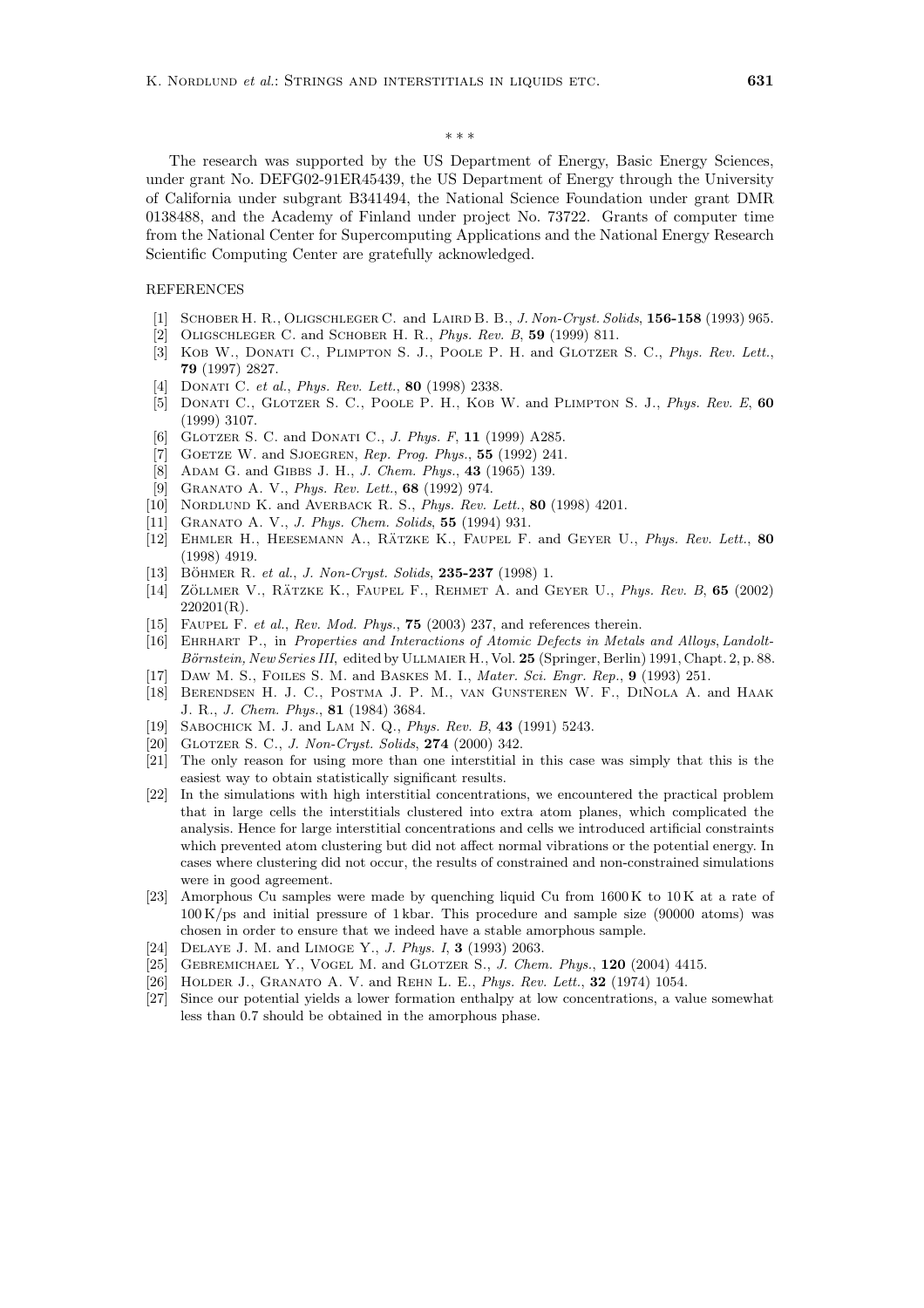\* \* \*

The research was supported by the US Department of Energy, Basic Energy Sciences, under grant No. DEFG02-91ER45439, the US Department of Energy through the University of California under subgrant B341494, the National Science Foundation under grant DMR 0138488, and the Academy of Finland under project No. 73722. Grants of computer time from the National Center for Supercomputing Applications and the National Energy Research Scientific Computing Center are gratefully acknowledged.

REFERENCES

[1] Schober H. R., Oligschleger C. and Laird B. B., *J. Non-Cryst. Solids*, **156-158** (1993) 965.

[2] Oligschleger C. and Schober H. R., *Phys. Rev. B*, **59** (1999) 811.

[3] Kob W., Donati C., Plimpton S. J., Poole P. H. and Glotzer S. C., *Phys. Rev. Lett.*, **79** (1997) 2827.

[4] Donati C. *et al.*, *Phys. Rev. Lett.*, **80** (1998) 2338.

[5] Donati C., Glotzer S. C., Poole P. H., Kob W. and Plimpton S. J., *Phys. Rev. E*, **60** (1999) 3107.

[6] Glotzer S. C. and Donati C., *J. Phys. F*, **11** (1999) A285.

[7] Goetze W. and Sjoegren, *Rep. Prog. Phys.*, **55** (1992) 241.

[8] Adam G. and Gibbs J. H., *J. Chem. Phys.*, **43** (1965) 139.

[9] Granato A. V., *Phys. Rev. Lett.*, **68** (1992) 974.

[10] Nordlund K. and Averback R. S., *Phys. Rev. Lett.*, **80** (1998) 4201.

[11] Granato A. V., *J. Phys. Chem. Solids*, **55** (1994) 931.

[12] Ehmler H., Heesemann A., Rätzke K., Faupel F. and Geyer U., *Phys. Rev. Lett.*, **80** (1998) 4919.

[13] Böhmer R. *et al.*, *J. Non-Cryst. Solids*, **235-237** (1998) 1.

[14] Zöllmer V., Rätzke K., Faupel F., Rehmet A. and Geyer U., *Phys. Rev. B*, **65** (2002) 220201(R).

[15] Faupel F. *et al.*, *Rev. Mod. Phys.*, **75** (2003) 237, and references therein.

[16] Ehrhart P., in *Properties and Interactions of Atomic Defects in Metals and Alloys*, *Landolt-Börnstein, New Series III*, edited by Ullmaier H., Vol. **25** (Springer, Berlin) 1991, Chapt. 2, p. 88.

[17] Daw M. S., Foiles S. M. and Baskes M. I., *Mater. Sci. Engr. Rep.*, **9** (1993) 251.

[18] Berendsen H. J. C., Postma J. P. M., van Gunsteren W. F., DiNola A. and Haak J. R., *J. Chem. Phys.*, **81** (1984) 3684.

[19] Sabochick M. J. and Lam N. Q., *Phys. Rev. B*, **43** (1991) 5243.

[20] Glotzer S. C., *J. Non-Cryst. Solids*, **274** (2000) 342.

[21] The only reason for using more than one interstitial in this case was simply that this is the easiest way to obtain statistically significant results.

[22] In the simulations with high interstitial concentrations, we encountered the practical problem that in large cells the interstitials clustered into extra atom planes, which complicated the analysis. Hence for large interstitial concentrations and cells we introduced artificial constraints which prevented atom clustering but did not affect normal vibrations or the potential energy. In cases where clustering did not occur, the results of constrained and non-constrained simulations were in good agreement.

[23] Amorphous Cu samples were made by quenching liquid Cu from 1600 K to 10 K at a rate of 100 K/ps and initial pressure of 1 kbar. This procedure and sample size (90000 atoms) was chosen in order to ensure that we indeed have a stable amorphous sample.

[24] Delaye J. M. and Limoge Y., *J. Phys. I*, **3** (1993) 2063.

[25] Gebremichael Y., Vogel M. and Glotzer S., *J. Chem. Phys.*, **120** (2004) 4415.

[26] Holder J., Granato A. V. and Rehn L. E., *Phys. Rev. Lett.*, **32** (1974) 1054.

[27] Since our potential yields a lower formation enthalpy at low concentrations, a value somewhat less than 0.7 should be obtained in the amorphous phase.